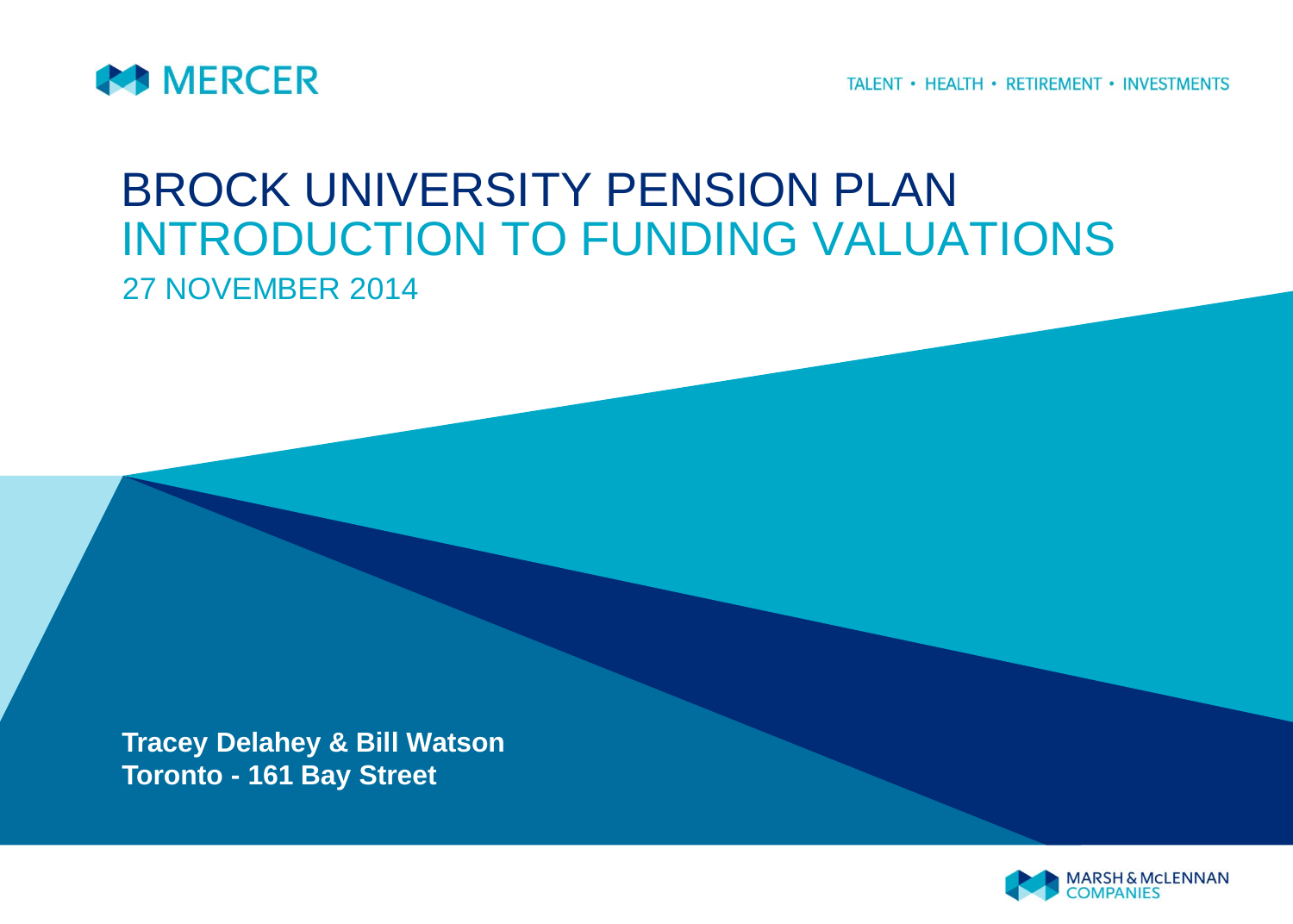MERCER

TALENT • HEALTH • RETIREMENT • INVESTMENTS

# BROCK UNIVERSITY PENSION PLAN
## INTRODUCTION TO FUNDING VALUATIONS

27 NOVEMBER 2014

**Tracey Delahey & Bill Watson**
**Toronto - 161 Bay Street**

MARSH & McLENNAN COMPANIES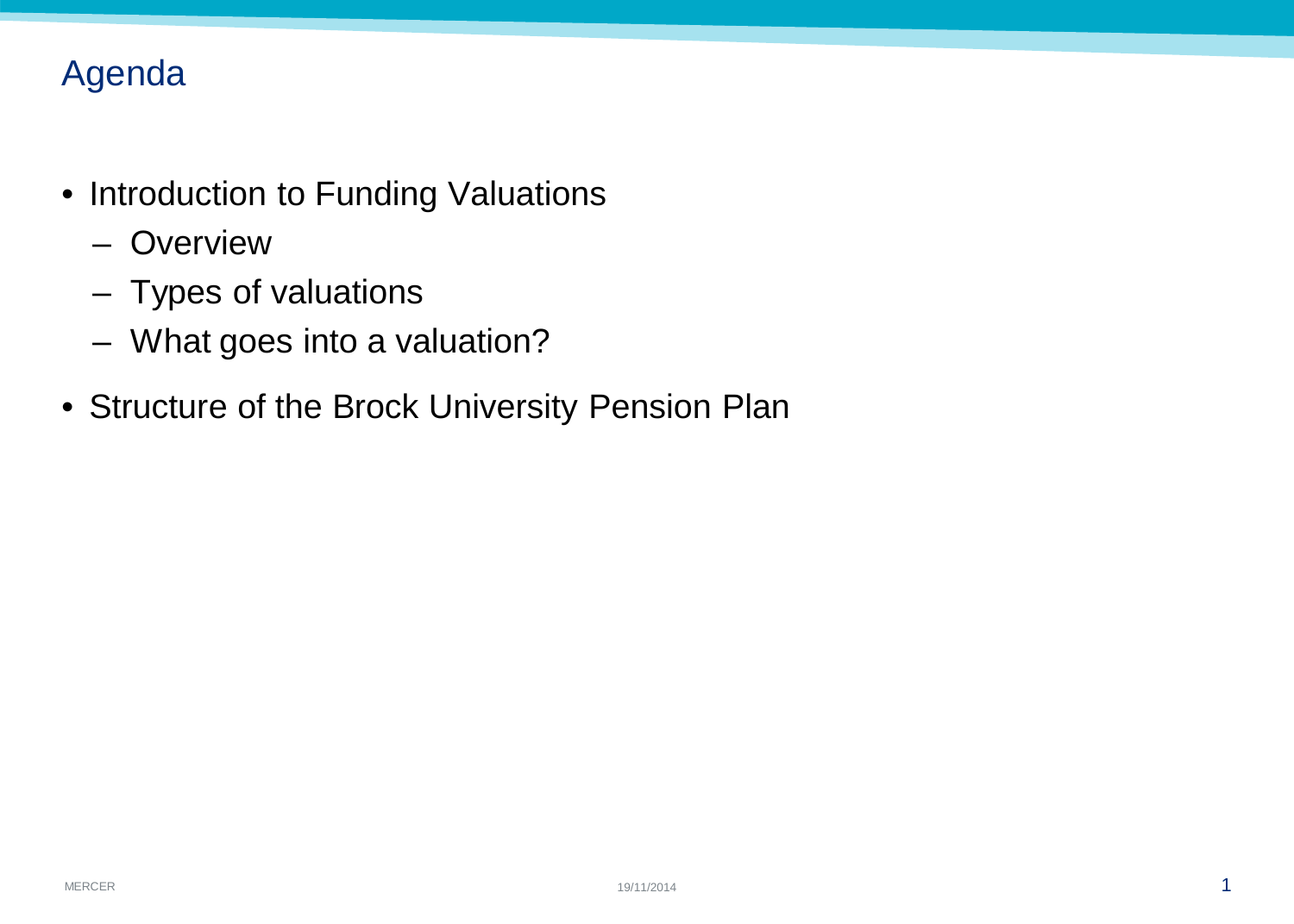# Agenda

- Introduction to Funding Valuations
  - Overview
  - Types of valuations
  - What goes into a valuation?
- Structure of the Brock University Pension Plan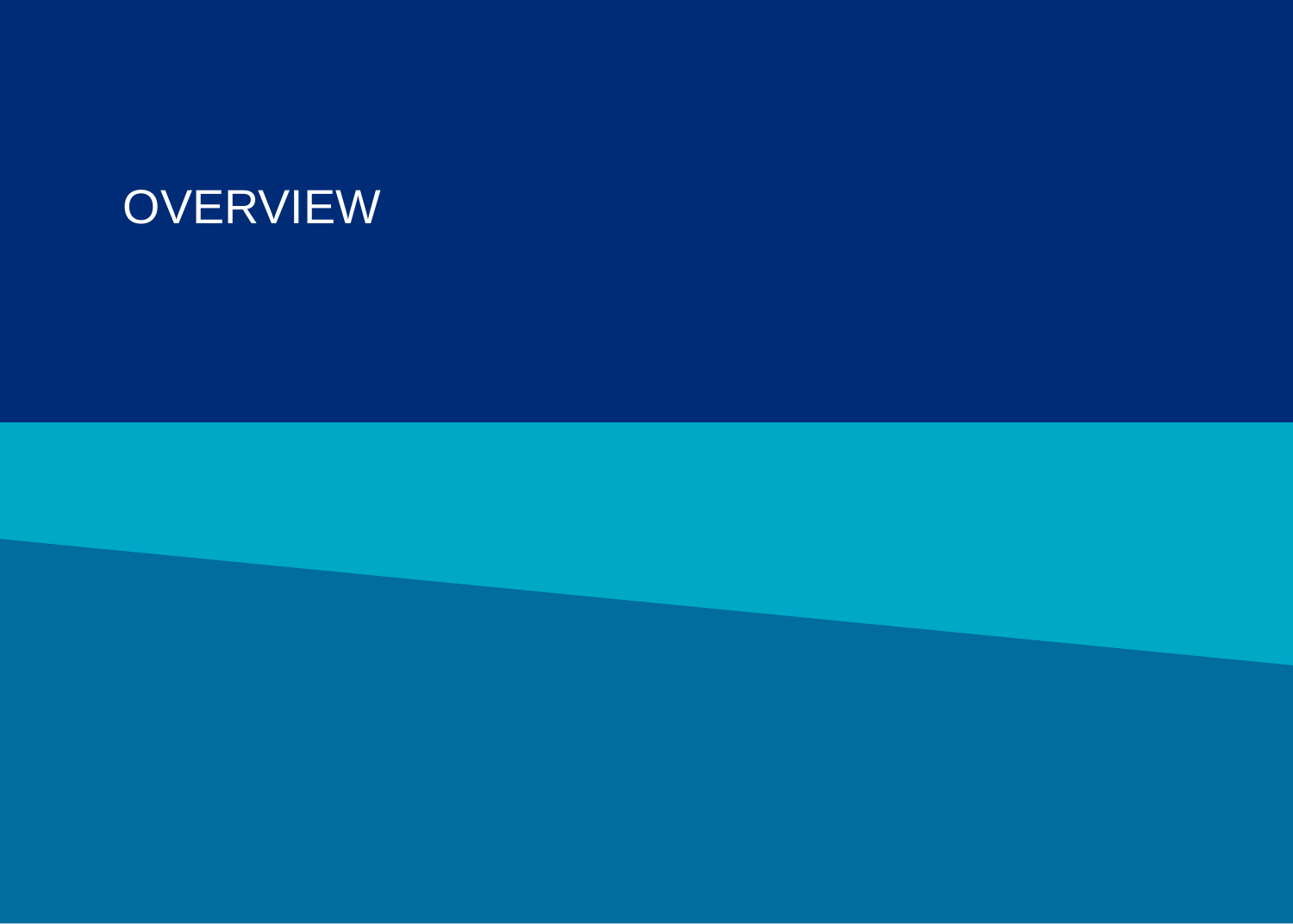# OVERVIEW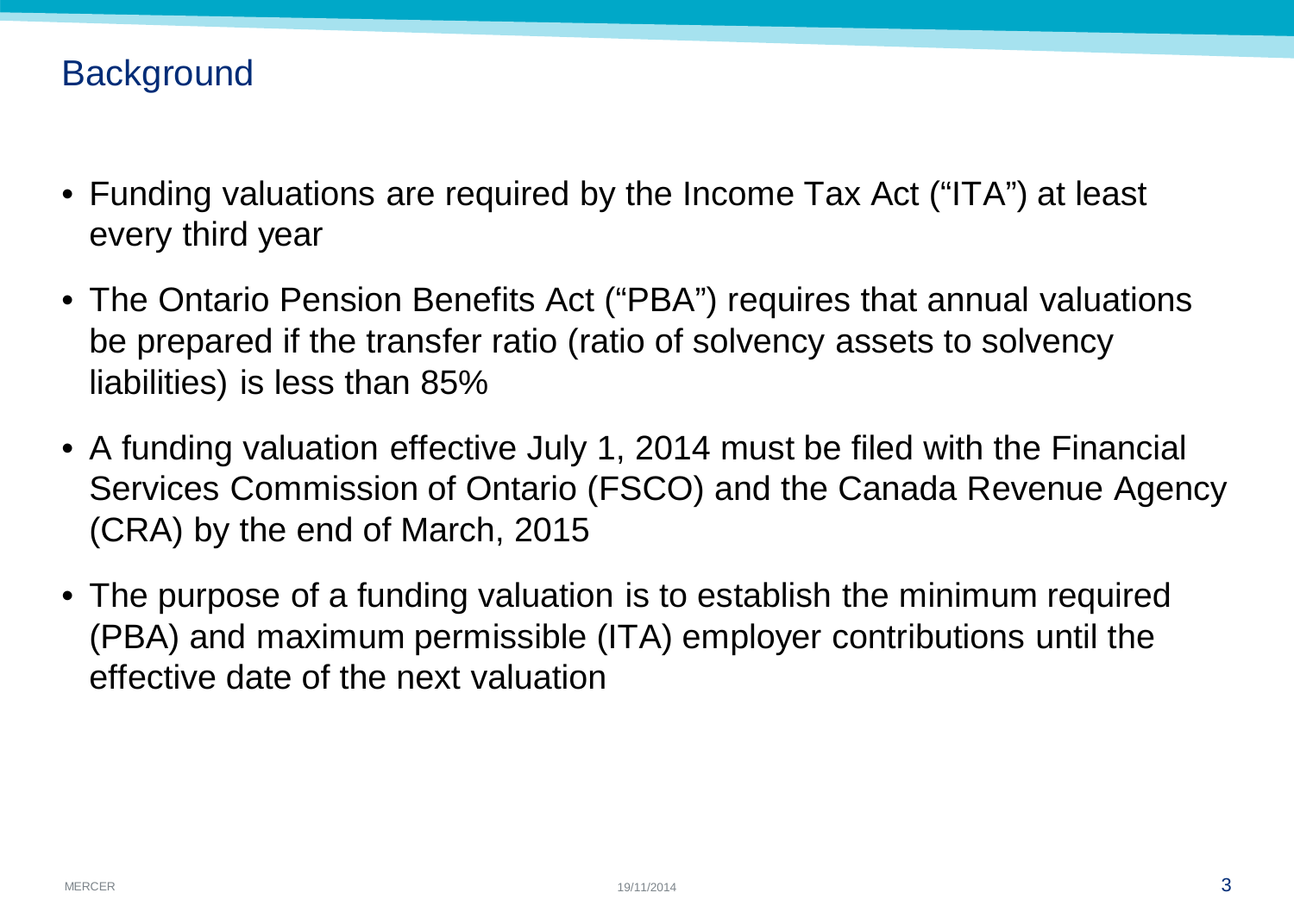## Background

- Funding valuations are required by the Income Tax Act ("ITA") at least every third year
- The Ontario Pension Benefits Act ("PBA") requires that annual valuations be prepared if the transfer ratio (ratio of solvency assets to solvency liabilities) is less than 85%
- A funding valuation effective July 1, 2014 must be filed with the Financial Services Commission of Ontario (FSCO) and the Canada Revenue Agency (CRA) by the end of March, 2015
- The purpose of a funding valuation is to establish the minimum required (PBA) and maximum permissible (ITA) employer contributions until the effective date of the next valuation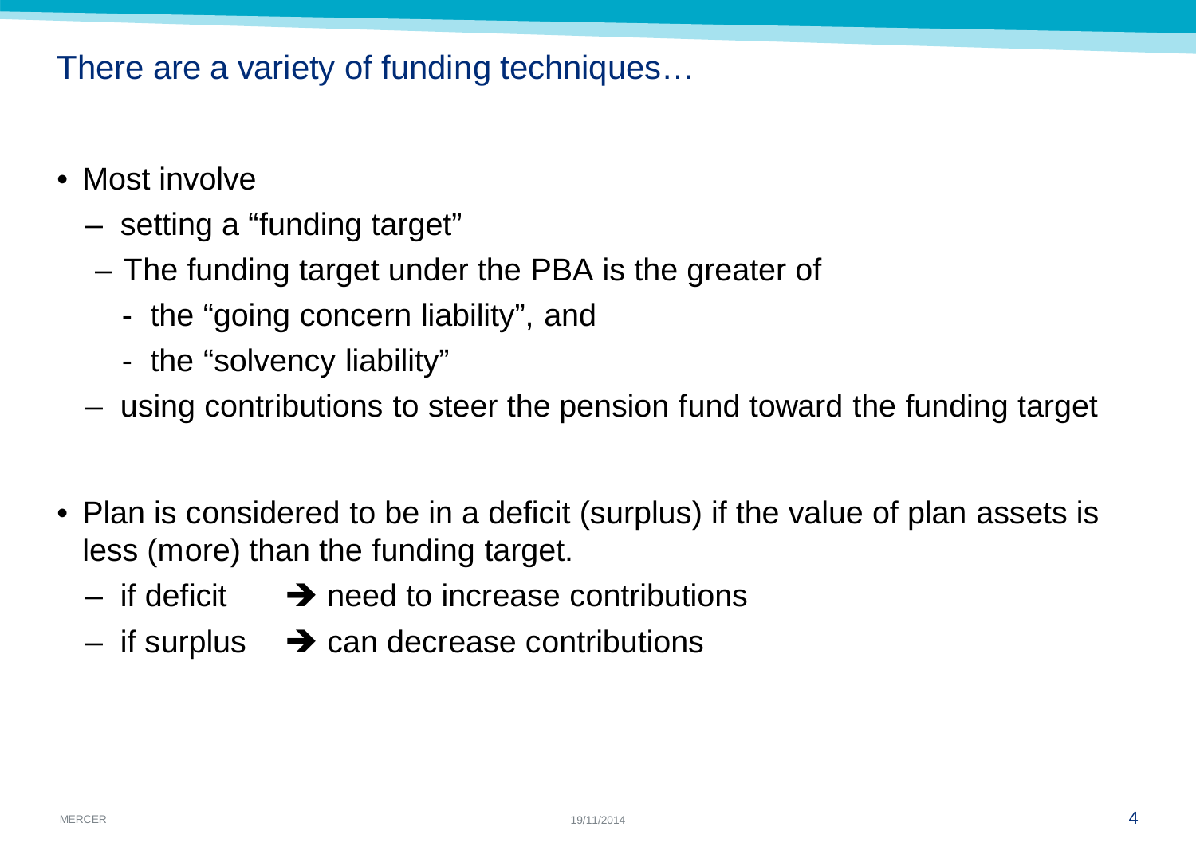## There are a variety of funding techniques…

- Most involve
  - setting a "funding target"
  - The funding target under the PBA is the greater of
    - the "going concern liability", and
    - the "solvency liability"
  - using contributions to steer the pension fund toward the funding target

- Plan is considered to be in a deficit (surplus) if the value of plan assets is less (more) than the funding target.
  - if deficit ➔ need to increase contributions
  - if surplus ➔ can decrease contributions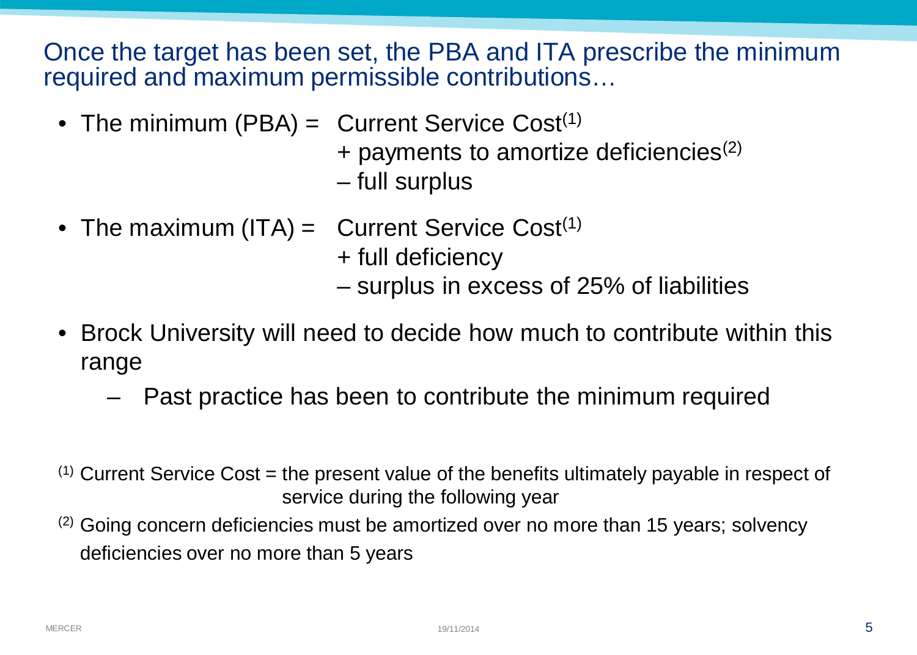## Once the target has been set, the PBA and ITA prescribe the minimum required and maximum permissible contributions…

- The minimum (PBA) = Current Service Cost[1]
  + payments to amortize deficiencies[2]
  – full surplus
- The maximum (ITA) = Current Service Cost[1]
  + full deficiency
  – surplus in excess of 25% of liabilities
- Brock University will need to decide how much to contribute within this range
  - Past practice has been to contribute the minimum required

[1] Current Service Cost = the present value of the benefits ultimately payable in respect of service during the following year

[2] Going concern deficiencies must be amortized over no more than 15 years; solvency deficiencies over no more than 5 years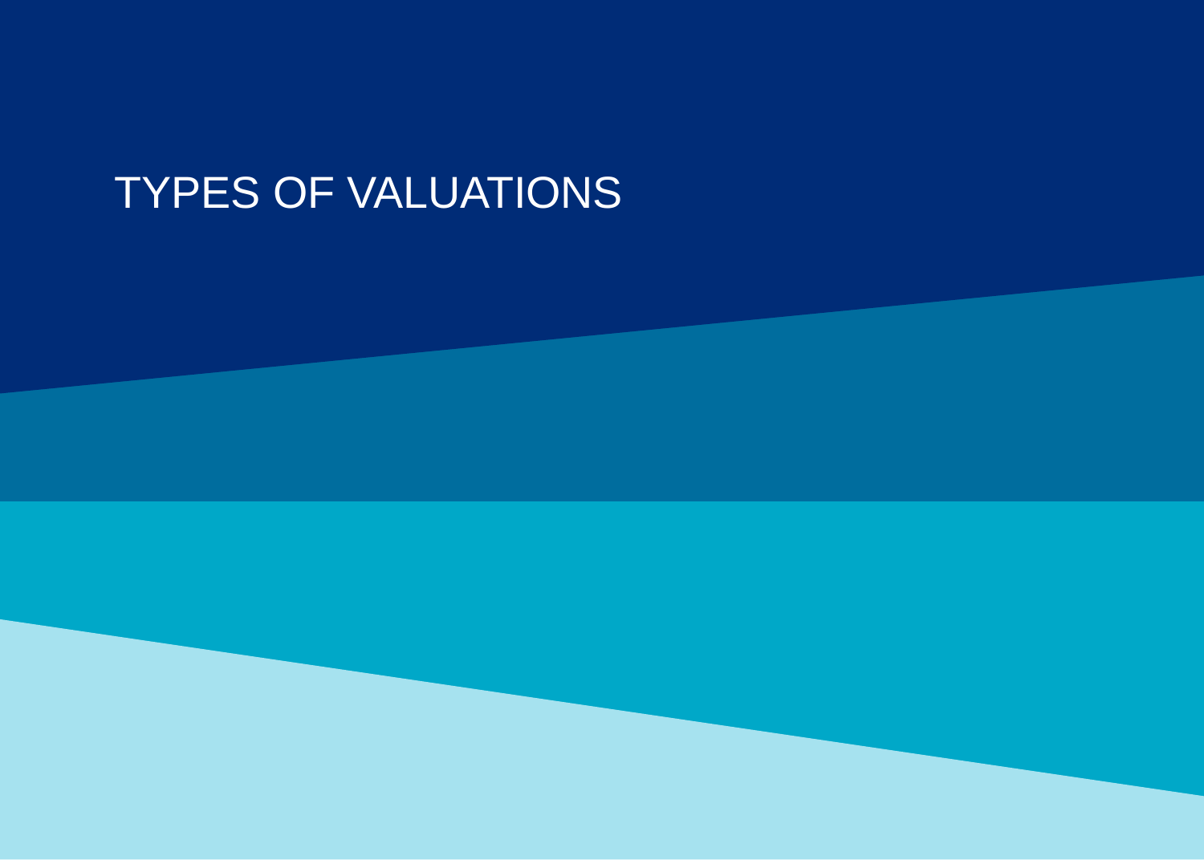# TYPES OF VALUATIONS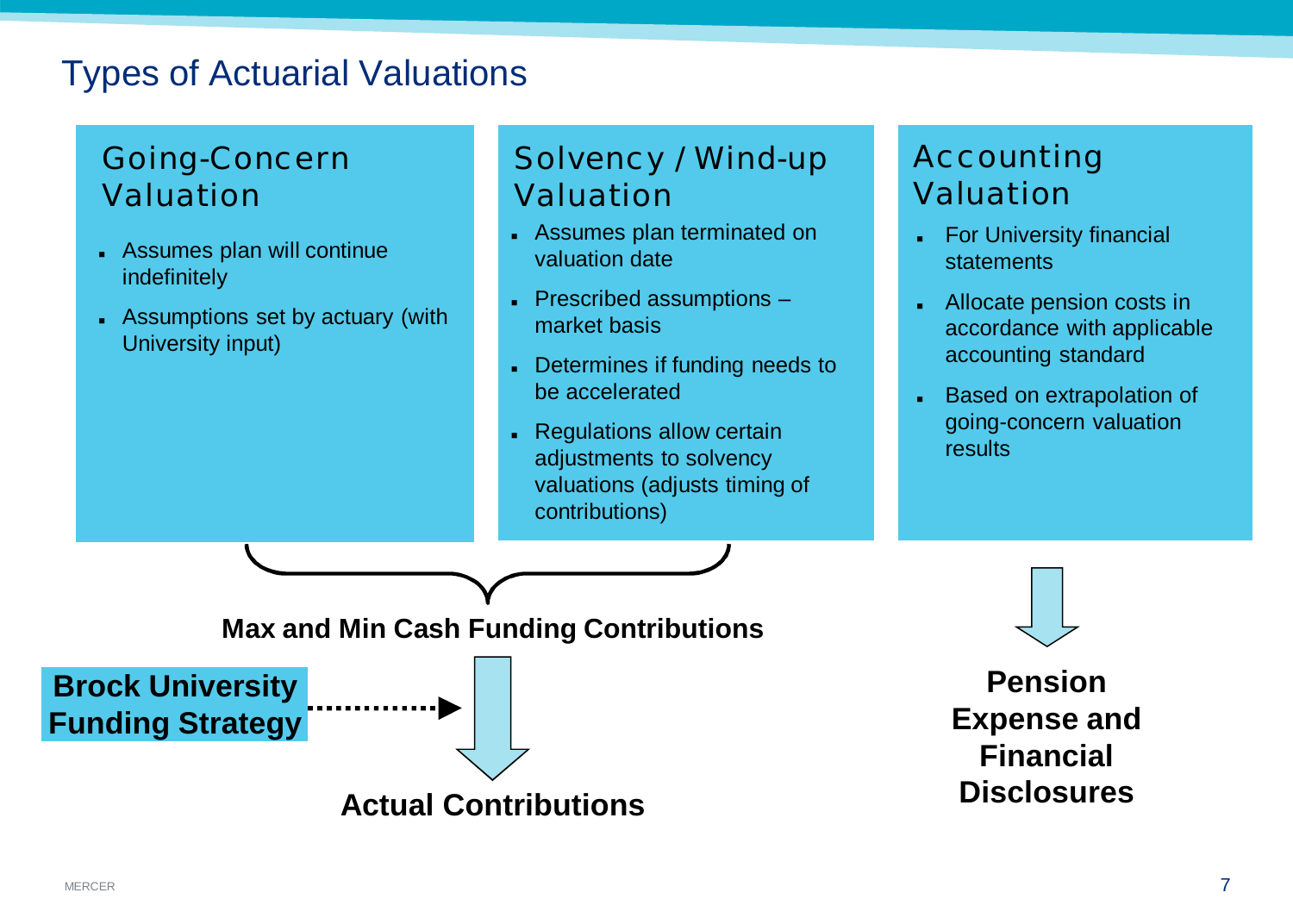# Types of Actuarial Valuations

## Going-Concern Valuation

- Assumes plan will continue indefinitely
- Assumptions set by actuary (with University input)

## Solvency / Wind-up Valuation

- Assumes plan terminated on valuation date
- Prescribed assumptions – market basis
- Determines if funding needs to be accelerated
- Regulations allow certain adjustments to solvency valuations (adjusts timing of contributions)

## Accounting Valuation

- For University financial statements
- Allocate pension costs in accordance with applicable accounting standard
- Based on extrapolation of going-concern valuation results

**Max and Min Cash Funding Contributions**

**Brock University Funding Strategy**

**Actual Contributions**

**Pension Expense and Financial Disclosures**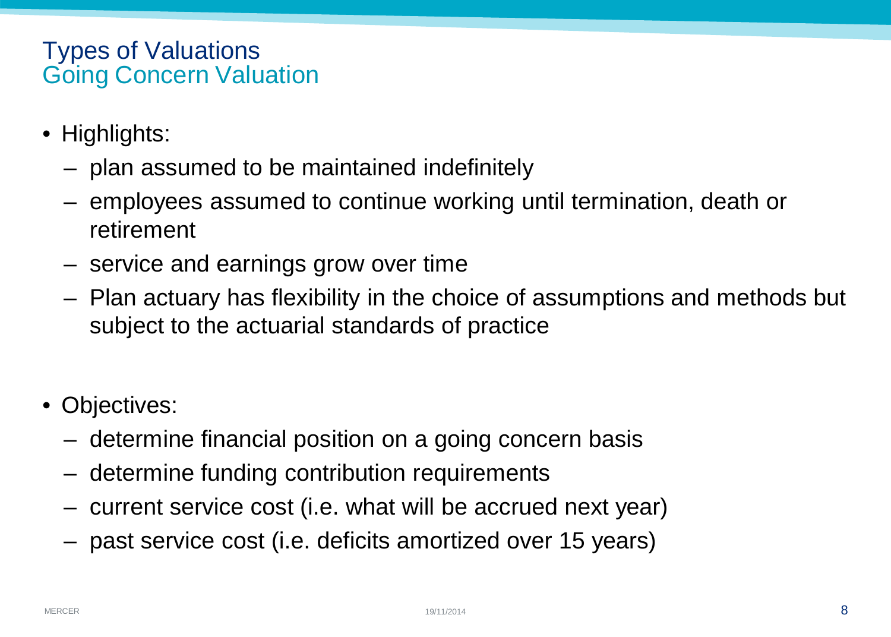# Types of Valuations
## Going Concern Valuation

- Highlights:
  - plan assumed to be maintained indefinitely
  - employees assumed to continue working until termination, death or retirement
  - service and earnings grow over time
  - Plan actuary has flexibility in the choice of assumptions and methods but subject to the actuarial standards of practice

- Objectives:
  - determine financial position on a going concern basis
  - determine funding contribution requirements
  - current service cost (i.e. what will be accrued next year)
  - past service cost (i.e. deficits amortized over 15 years)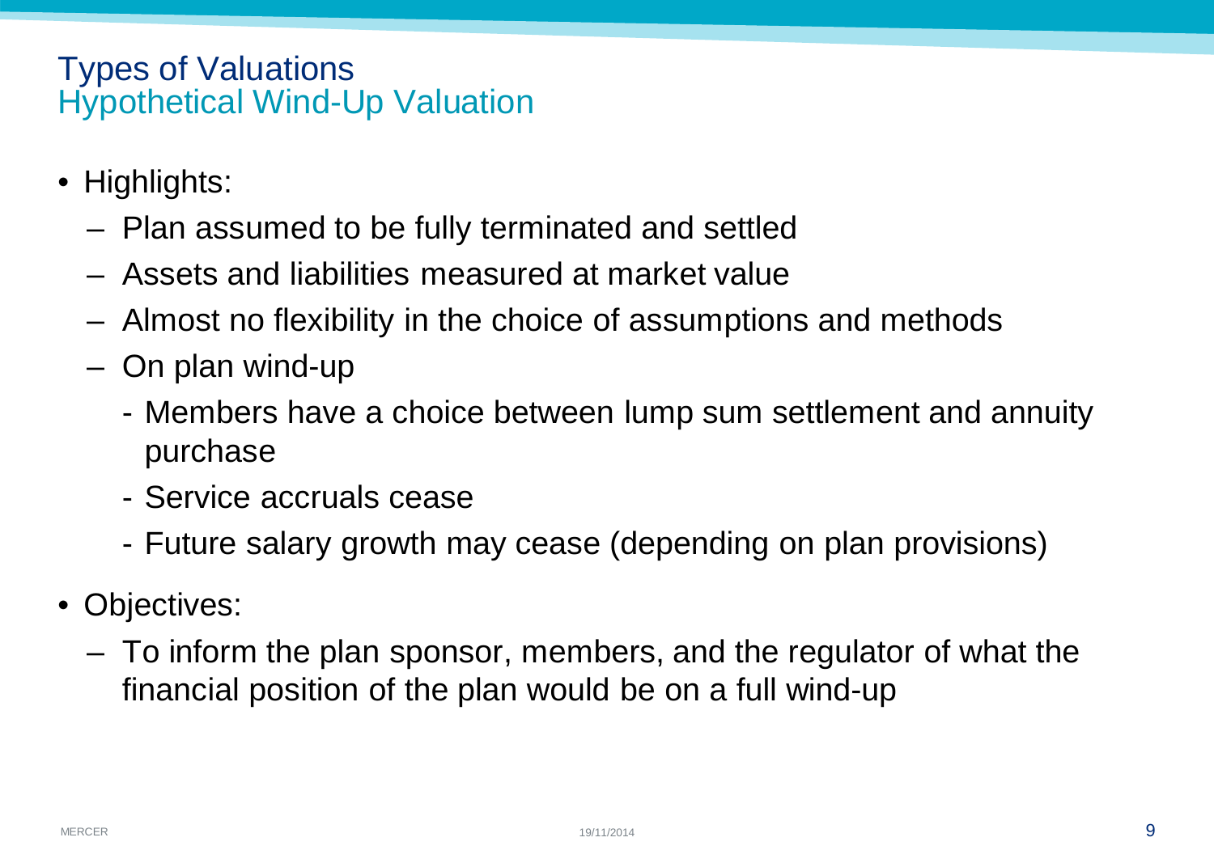# Types of Valuations
## Hypothetical Wind-Up Valuation

- Highlights:
  - Plan assumed to be fully terminated and settled
  - Assets and liabilities measured at market value
  - Almost no flexibility in the choice of assumptions and methods
  - On plan wind-up
    - Members have a choice between lump sum settlement and annuity purchase
    - Service accruals cease
    - Future salary growth may cease (depending on plan provisions)
- Objectives:
  - To inform the plan sponsor, members, and the regulator of what the financial position of the plan would be on a full wind-up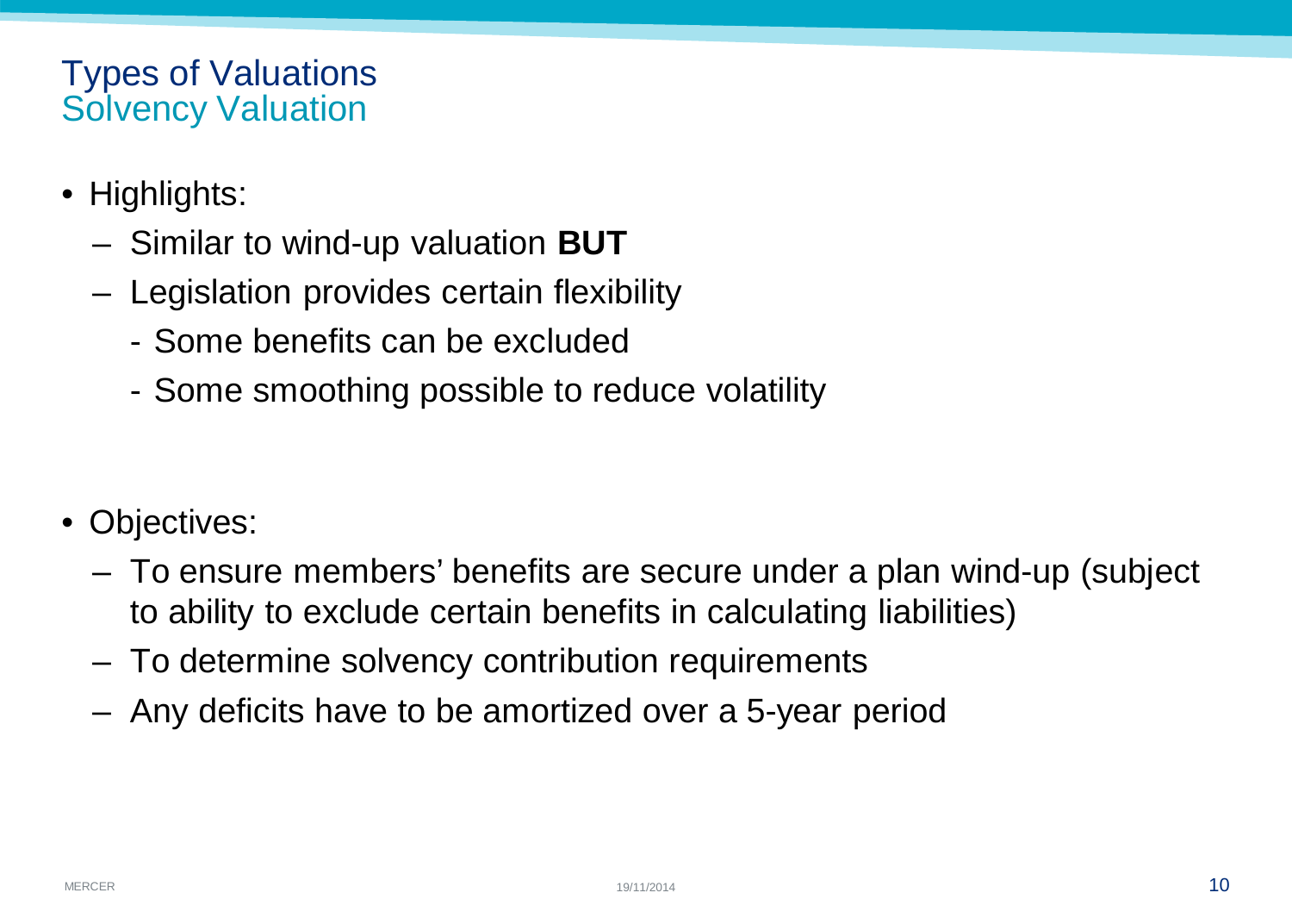# Types of Valuations
## Solvency Valuation

- Highlights:
  - Similar to wind-up valuation **BUT**
  - Legislation provides certain flexibility
    - Some benefits can be excluded
    - Some smoothing possible to reduce volatility

- Objectives:
  - To ensure members' benefits are secure under a plan wind-up (subject to ability to exclude certain benefits in calculating liabilities)
  - To determine solvency contribution requirements
  - Any deficits have to be amortized over a 5-year period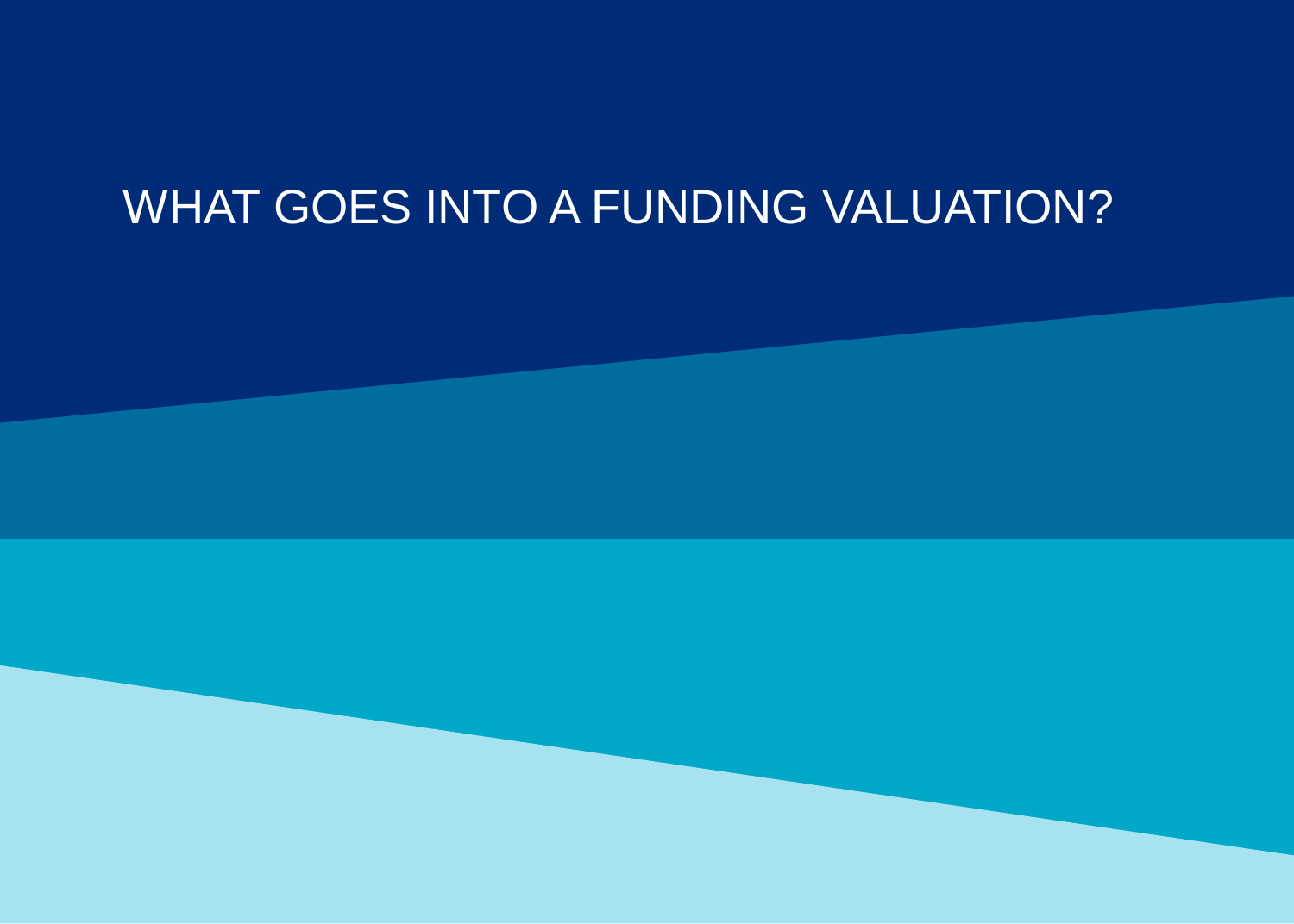# WHAT GOES INTO A FUNDING VALUATION?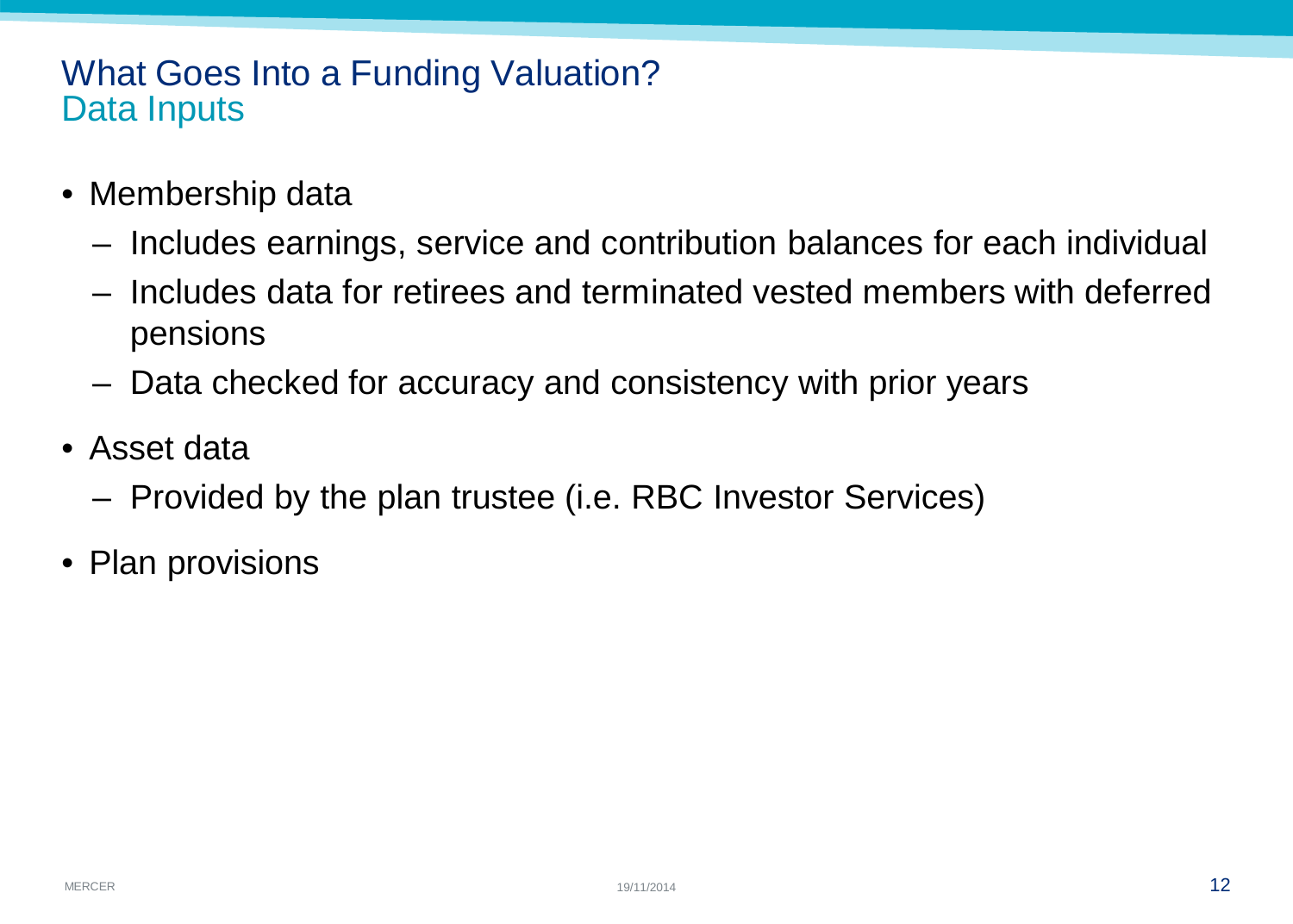# What Goes Into a Funding Valuation?
## Data Inputs

- Membership data
  - Includes earnings, service and contribution balances for each individual
  - Includes data for retirees and terminated vested members with deferred pensions
  - Data checked for accuracy and consistency with prior years
- Asset data
  - Provided by the plan trustee (i.e. RBC Investor Services)
- Plan provisions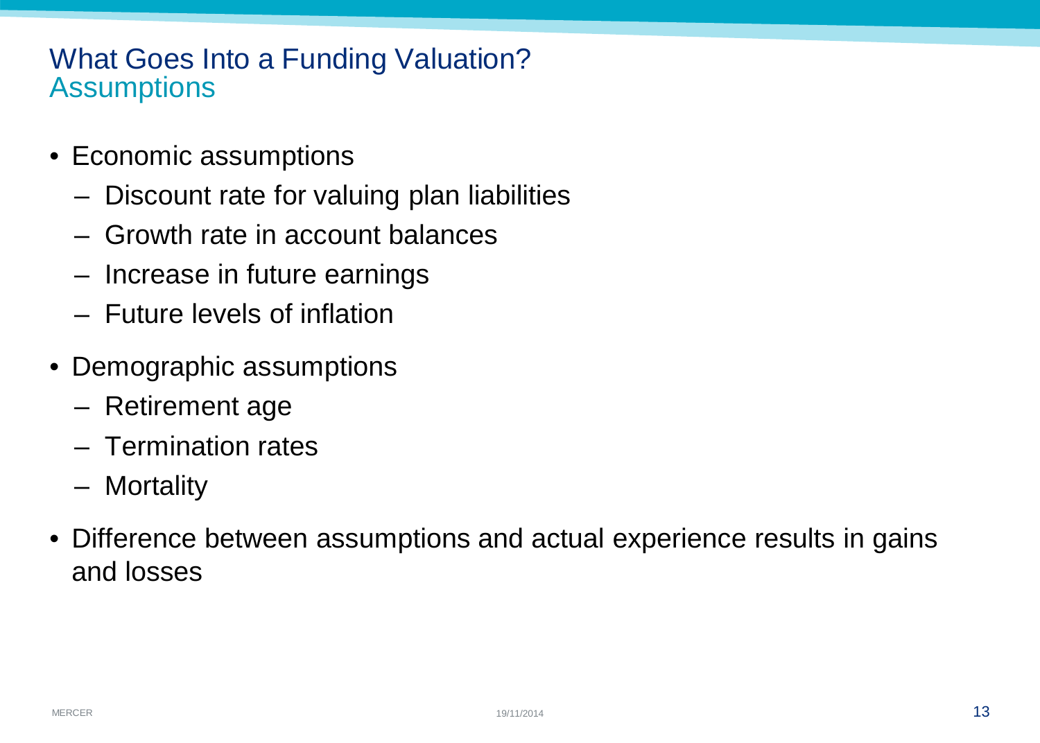# What Goes Into a Funding Valuation?
## Assumptions

- Economic assumptions
  - Discount rate for valuing plan liabilities
  - Growth rate in account balances
  - Increase in future earnings
  - Future levels of inflation
- Demographic assumptions
  - Retirement age
  - Termination rates
  - Mortality
- Difference between assumptions and actual experience results in gains and losses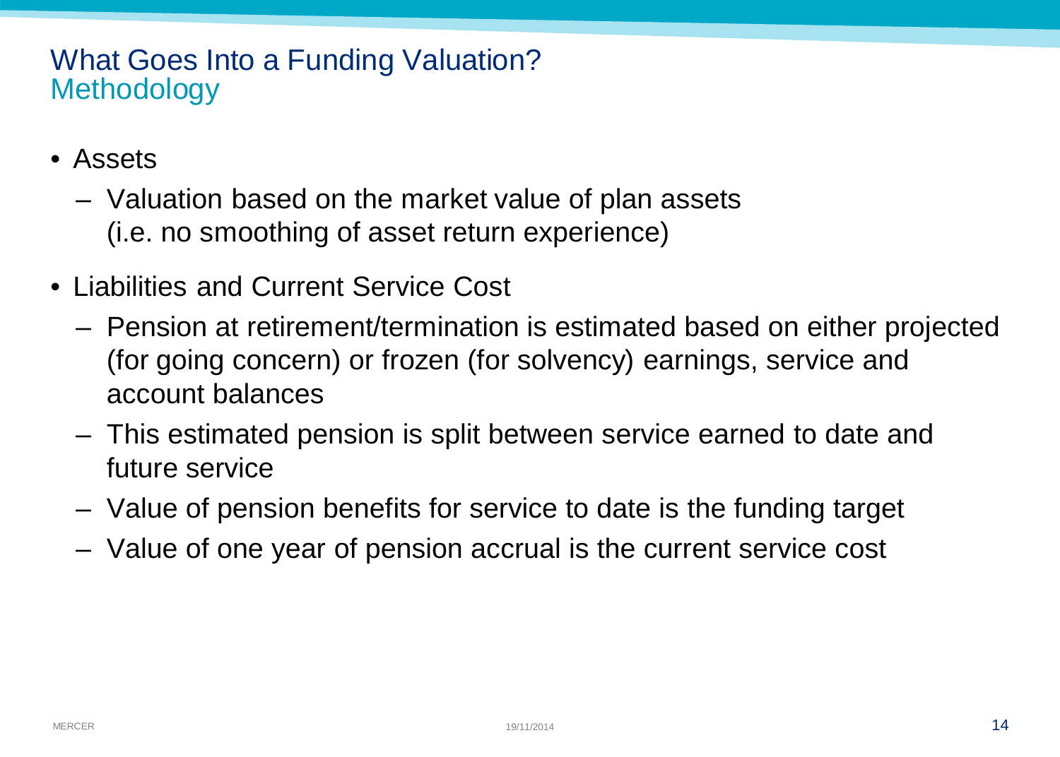# What Goes Into a Funding Valuation?
## Methodology

- Assets
  - Valuation based on the market value of plan assets (i.e. no smoothing of asset return experience)
- Liabilities and Current Service Cost
  - Pension at retirement/termination is estimated based on either projected (for going concern) or frozen (for solvency) earnings, service and account balances
  - This estimated pension is split between service earned to date and future service
  - Value of pension benefits for service to date is the funding target
  - Value of one year of pension accrual is the current service cost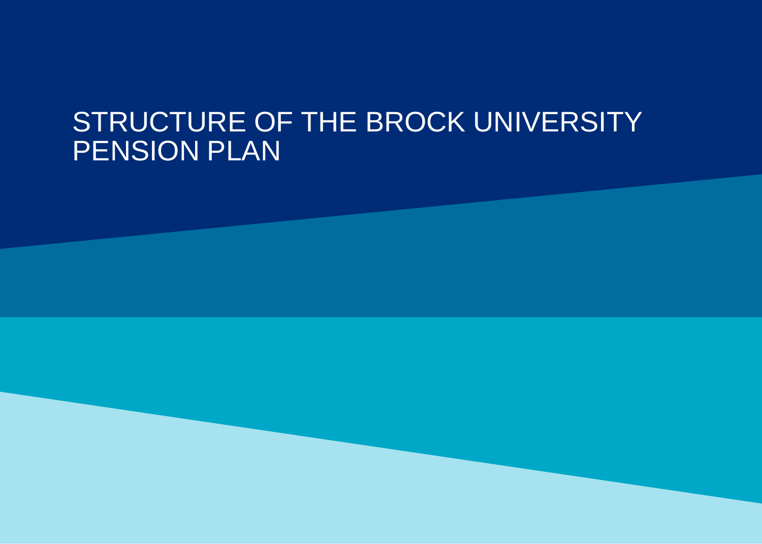# STRUCTURE OF THE BROCK UNIVERSITY PENSION PLAN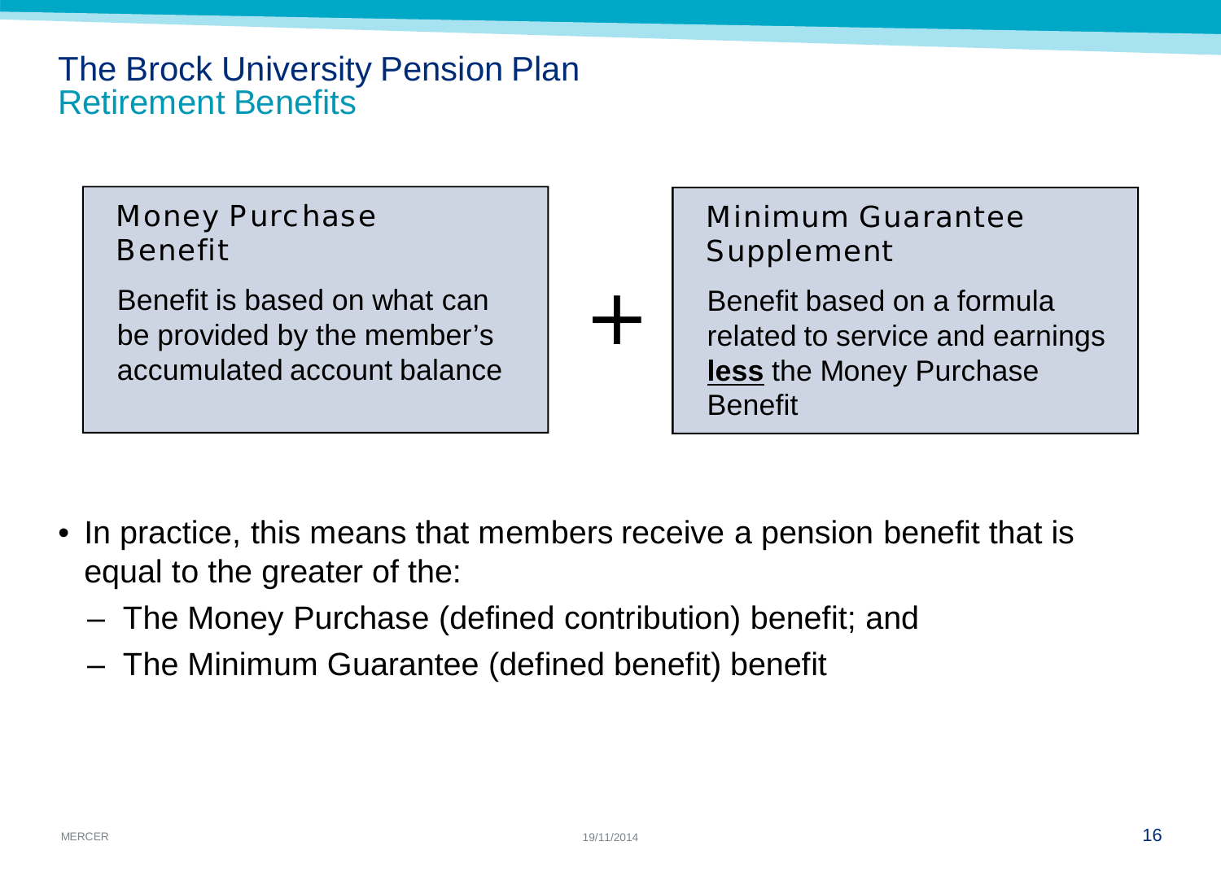# The Brock University Pension Plan
## Retirement Benefits

**Money Purchase Benefit**

Benefit is based on what can be provided by the member's accumulated account balance

+

**Minimum Guarantee Supplement**

Benefit based on a formula related to service and earnings **less** the Money Purchase Benefit

- In practice, this means that members receive a pension benefit that is equal to the greater of the:
  - The Money Purchase (defined contribution) benefit; and
  - The Minimum Guarantee (defined benefit) benefit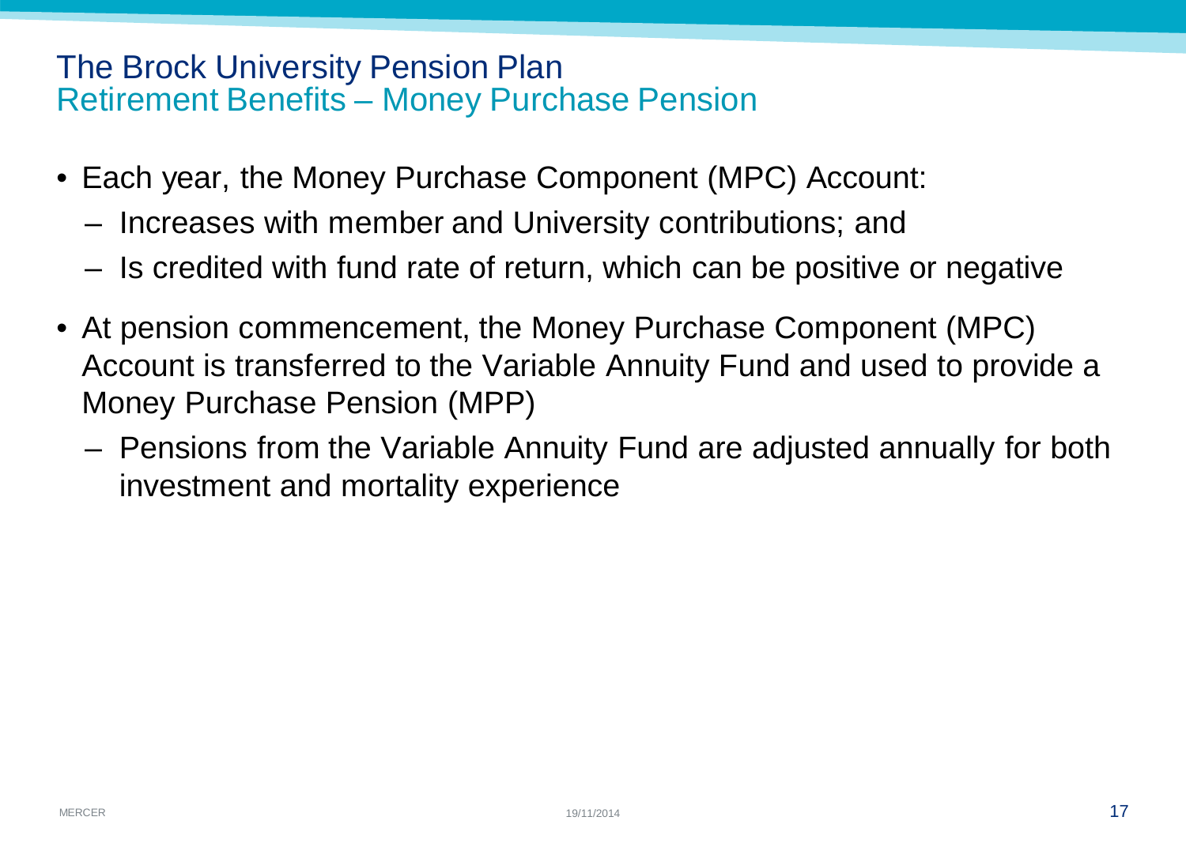# The Brock University Pension Plan
## Retirement Benefits – Money Purchase Pension

- Each year, the Money Purchase Component (MPC) Account:
  - Increases with member and University contributions; and
  - Is credited with fund rate of return, which can be positive or negative
- At pension commencement, the Money Purchase Component (MPC) Account is transferred to the Variable Annuity Fund and used to provide a Money Purchase Pension (MPP)
  - Pensions from the Variable Annuity Fund are adjusted annually for both investment and mortality experience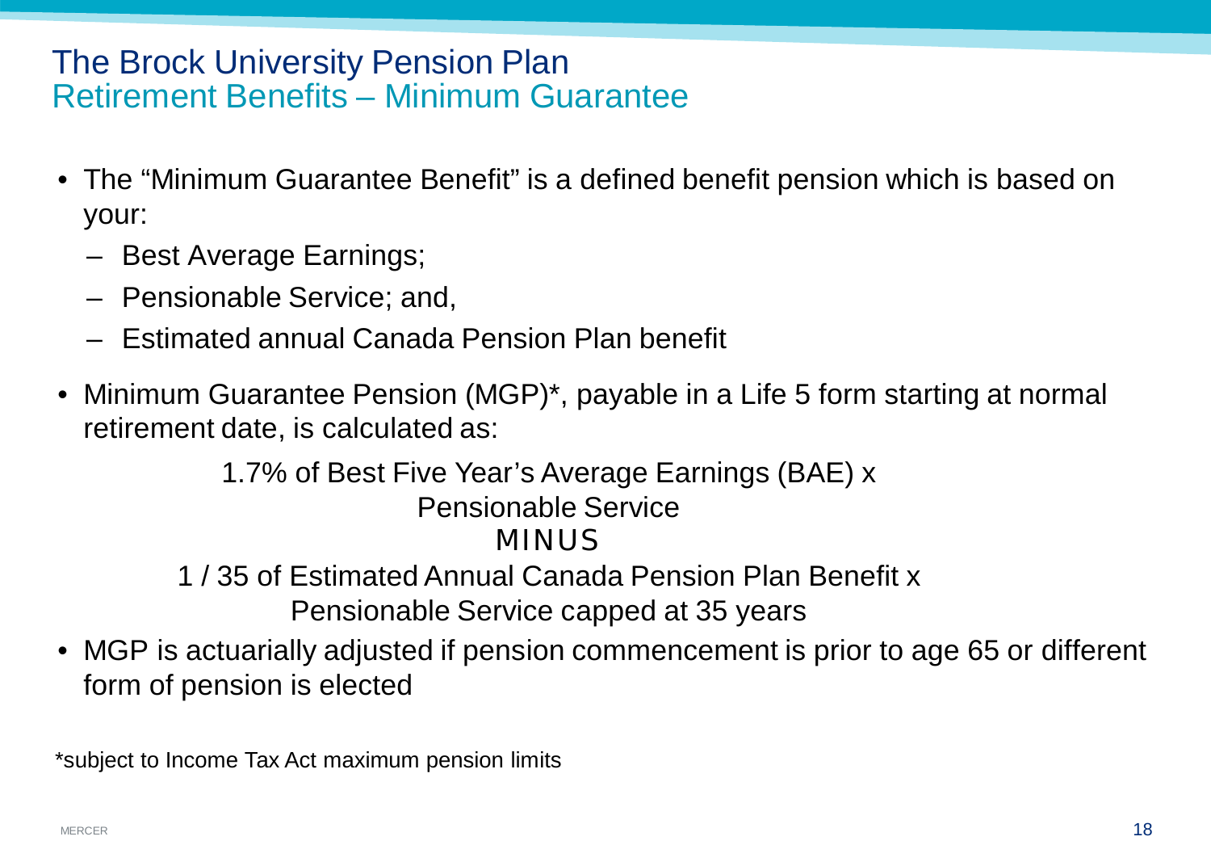# The Brock University Pension Plan
## Retirement Benefits – Minimum Guarantee

- The "Minimum Guarantee Benefit" is a defined benefit pension which is based on your:
  - Best Average Earnings;
  - Pensionable Service; and,
  - Estimated annual Canada Pension Plan benefit
- Minimum Guarantee Pension (MGP)*, payable in a Life 5 form starting at normal retirement date, is calculated as:

  1.7% of Best Five Year's Average Earnings (BAE) x
  Pensionable Service
  MINUS
  1 / 35 of Estimated Annual Canada Pension Plan Benefit x
  Pensionable Service capped at 35 years

- MGP is actuarially adjusted if pension commencement is prior to age 65 or different form of pension is elected

*subject to Income Tax Act maximum pension limits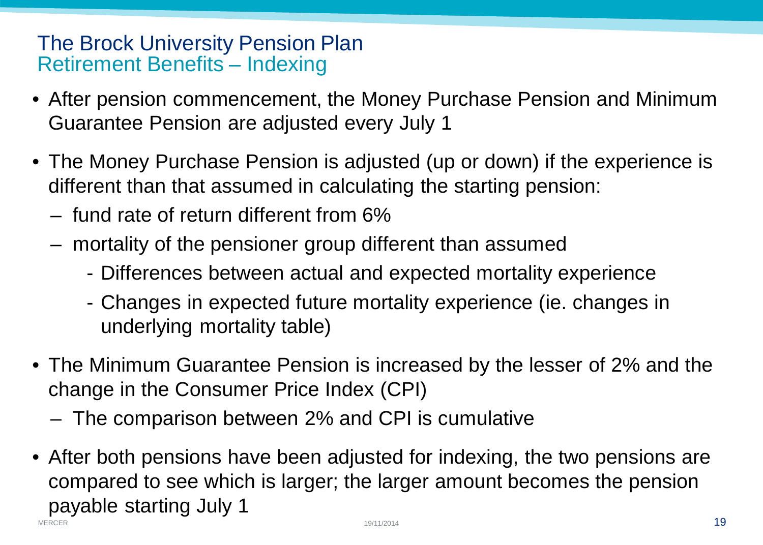## The Brock University Pension Plan
### Retirement Benefits – Indexing

- After pension commencement, the Money Purchase Pension and Minimum Guarantee Pension are adjusted every July 1
- The Money Purchase Pension is adjusted (up or down) if the experience is different than that assumed in calculating the starting pension:
  - fund rate of return different from 6%
  - mortality of the pensioner group different than assumed
    - Differences between actual and expected mortality experience
    - Changes in expected future mortality experience (ie. changes in underlying mortality table)
- The Minimum Guarantee Pension is increased by the lesser of 2% and the change in the Consumer Price Index (CPI)
  - The comparison between 2% and CPI is cumulative
- After both pensions have been adjusted for indexing, the two pensions are compared to see which is larger; the larger amount becomes the pension payable starting July 1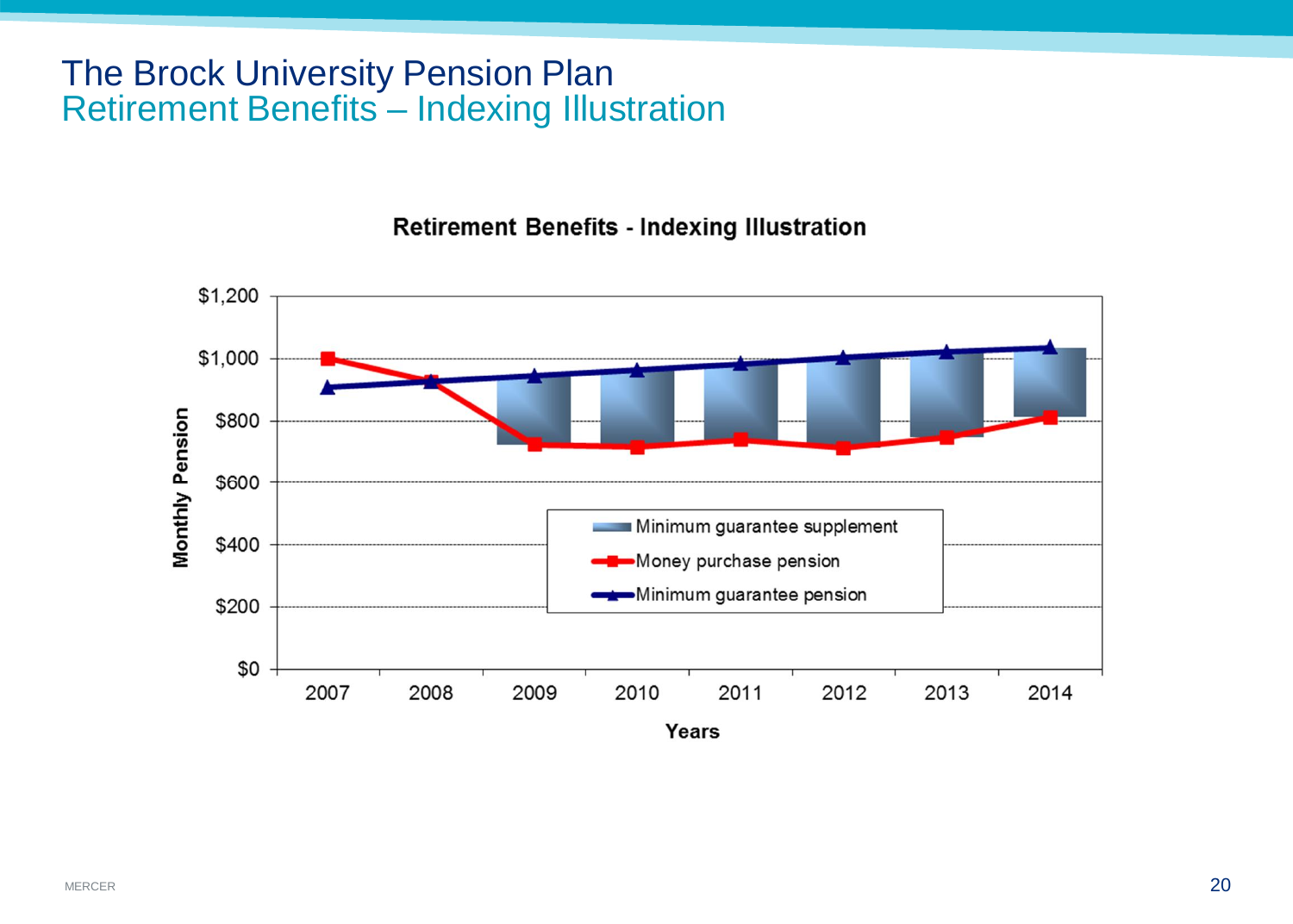# The Brock University Pension Plan

## Retirement Benefits – Indexing Illustration

**Retirement Benefits - Indexing Illustration**

Monthly Pension: $0, $200, $400, $600, $800, $1,000, $1,200

Years: 2007, 2008, 2009, 2010, 2011, 2012, 2013, 2014

- Minimum guarantee supplement
- Money purchase pension
- Minimum guarantee pension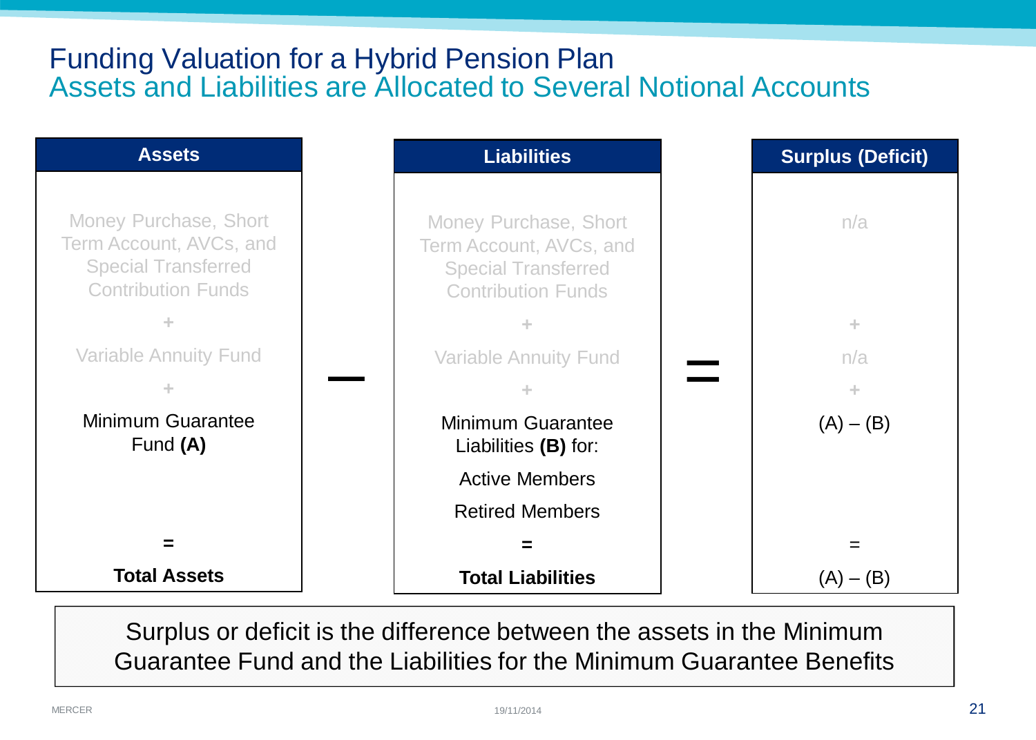# Funding Valuation for a Hybrid Pension Plan

## Assets and Liabilities are Allocated to Several Notional Accounts

| Assets | | Liabilities | | Surplus (Deficit) |
|---|---|---|---|---|
| Money Purchase, Short Term Account, AVCs, and Special Transferred Contribution Funds | | Money Purchase, Short Term Account, AVCs, and Special Transferred Contribution Funds | | n/a |
| + | | + | | + |
| Variable Annuity Fund | – | Variable Annuity Fund | = | n/a |
| + | | + | | + |
| Minimum Guarantee Fund **(A)** | | Minimum Guarantee Liabilities **(B)** for: Active Members, Retired Members | | (A) – (B) |
| = | | = | | = |
| **Total Assets** | | **Total Liabilities** | | (A) – (B) |

Surplus or deficit is the difference between the assets in the Minimum Guarantee Fund and the Liabilities for the Minimum Guarantee Benefits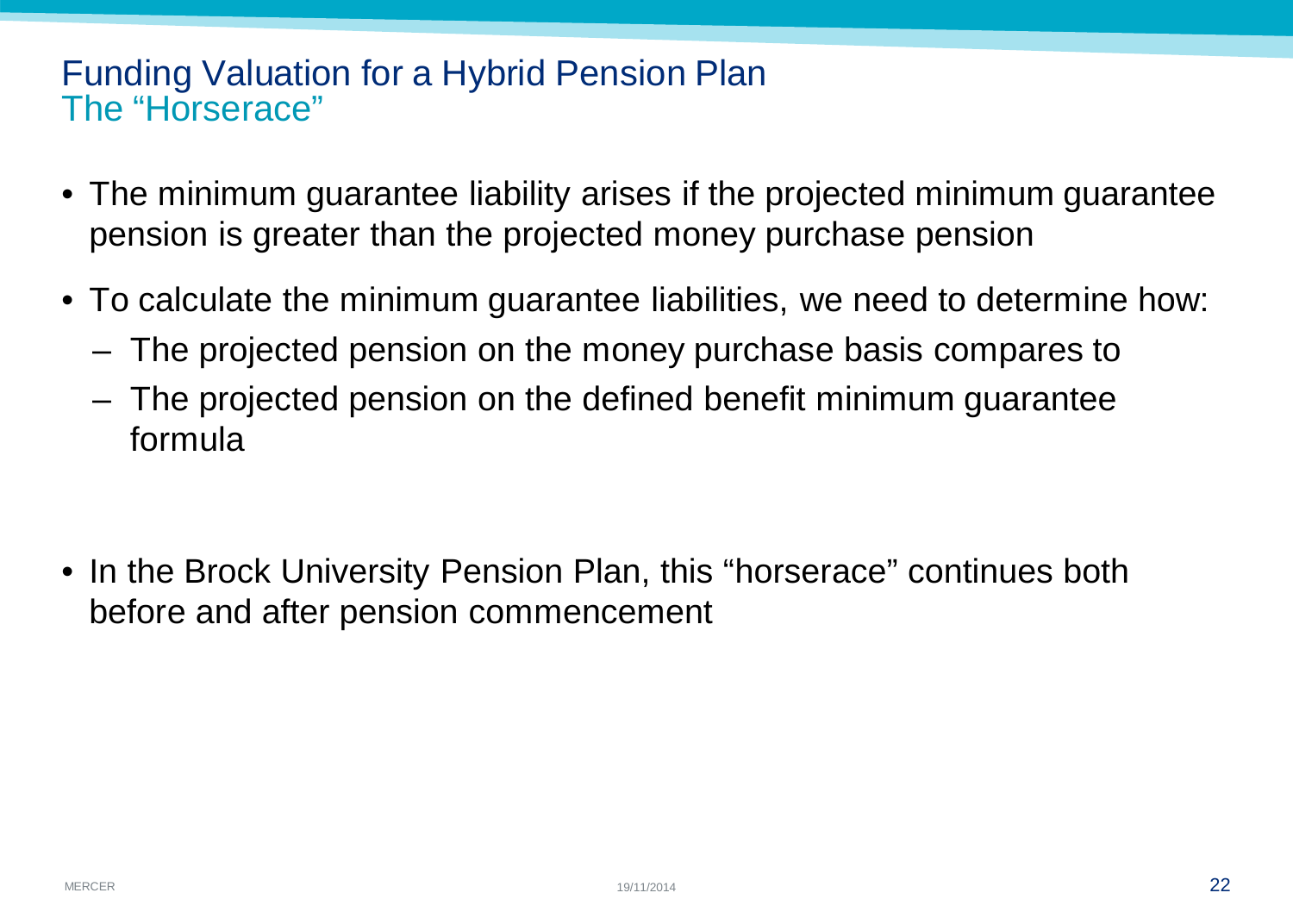# Funding Valuation for a Hybrid Pension Plan

## The "Horserace"

- The minimum guarantee liability arises if the projected minimum guarantee pension is greater than the projected money purchase pension
- To calculate the minimum guarantee liabilities, we need to determine how:
  - The projected pension on the money purchase basis compares to
  - The projected pension on the defined benefit minimum guarantee formula

- In the Brock University Pension Plan, this "horserace" continues both before and after pension commencement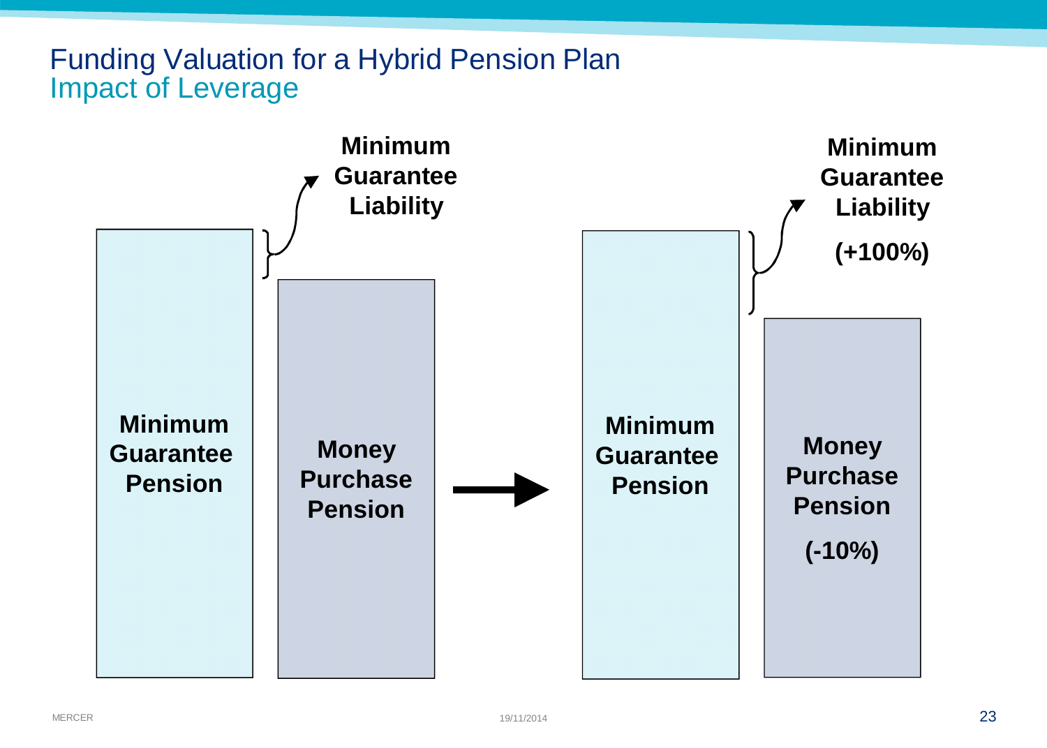# Funding Valuation for a Hybrid Pension Plan
## Impact of Leverage

**Minimum Guarantee Liability**

**Minimum Guarantee Pension**

**Money Purchase Pension**

→

**Minimum Guarantee Liability**

**(+100%)**

**Minimum Guarantee Pension**

**Money Purchase Pension**

**(-10%)**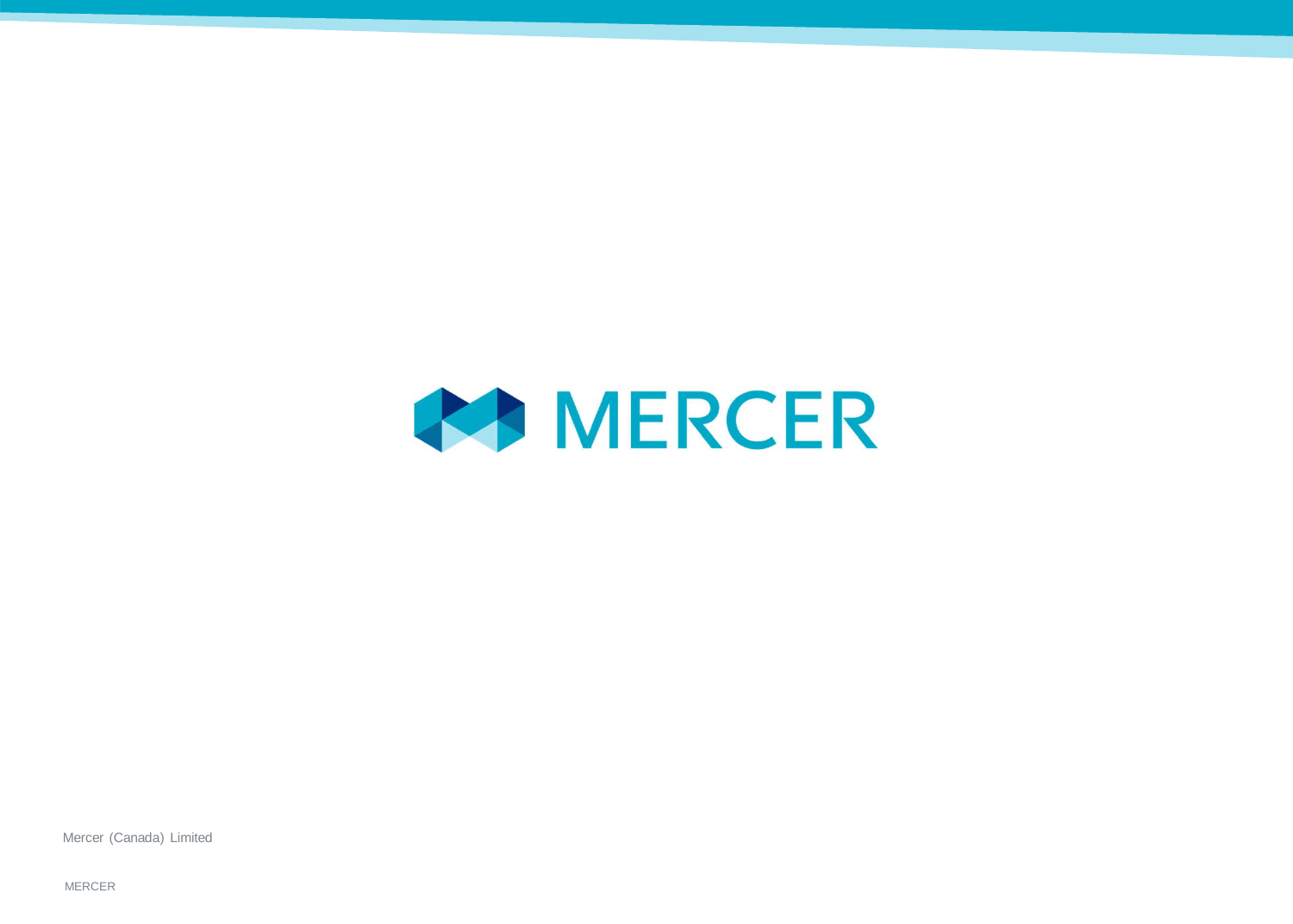MERCER

Mercer (Canada) Limited